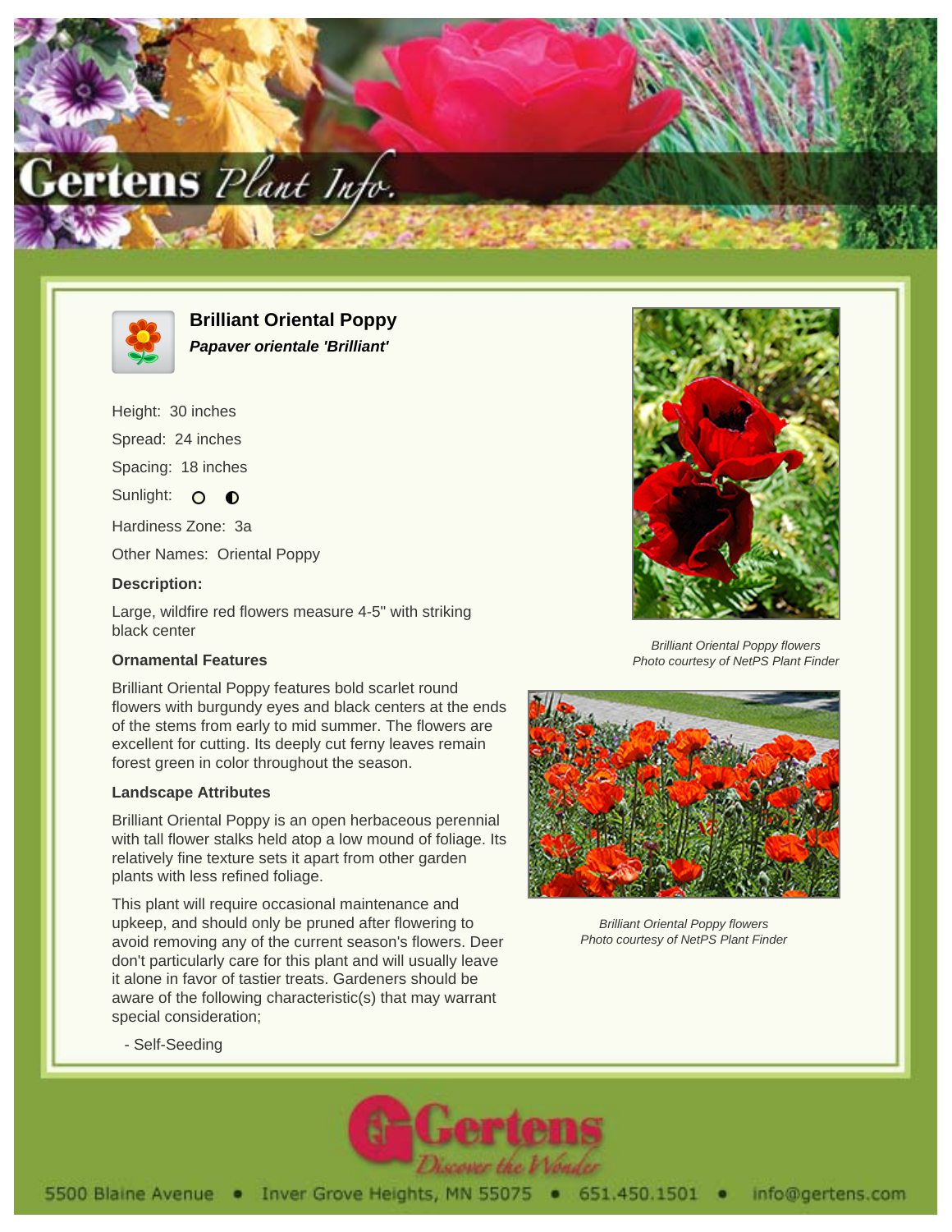# Brilliant Oriental Poppy

***Papaver orientale* 'Brilliant'**

Height: 30 inches

Spread: 24 inches

Spacing: 18 inches

Sunlight: ○ ◐

Hardiness Zone: 3a

Other Names: Oriental Poppy

**Description:**

Large, wildfire red flowers measure 4-5" with striking black center

### Ornamental Features

Brilliant Oriental Poppy features bold scarlet round flowers with burgundy eyes and black centers at the ends of the stems from early to mid summer. The flowers are excellent for cutting. Its deeply cut ferny leaves remain forest green in color throughout the season.

### Landscape Attributes

Brilliant Oriental Poppy is an open herbaceous perennial with tall flower stalks held atop a low mound of foliage. Its relatively fine texture sets it apart from other garden plants with less refined foliage.

This plant will require occasional maintenance and upkeep, and should only be pruned after flowering to avoid removing any of the current season's flowers. Deer don't particularly care for this plant and will usually leave it alone in favor of tastier treats. Gardeners should be aware of the following characteristic(s) that may warrant special consideration;

- Self-Seeding

*Brilliant Oriental Poppy flowers*
*Photo courtesy of NetPS Plant Finder*

*Brilliant Oriental Poppy flowers*
*Photo courtesy of NetPS Plant Finder*

5500 Blaine Avenue • Inver Grove Heights, MN 55075 • 651.450.1501 • info@gertens.com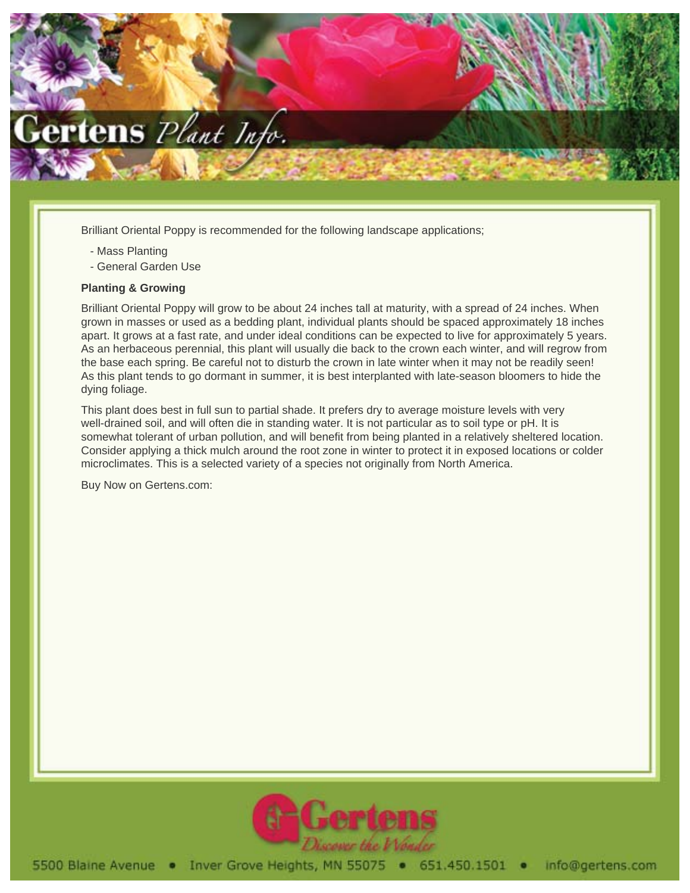Brilliant Oriental Poppy is recommended for the following landscape applications;

- Mass Planting
- General Garden Use

**Planting & Growing**

Brilliant Oriental Poppy will grow to be about 24 inches tall at maturity, with a spread of 24 inches. When grown in masses or used as a bedding plant, individual plants should be spaced approximately 18 inches apart. It grows at a fast rate, and under ideal conditions can be expected to live for approximately 5 years. As an herbaceous perennial, this plant will usually die back to the crown each winter, and will regrow from the base each spring. Be careful not to disturb the crown in late winter when it may not be readily seen! As this plant tends to go dormant in summer, it is best interplanted with late-season bloomers to hide the dying foliage.

This plant does best in full sun to partial shade. It prefers dry to average moisture levels with very well-drained soil, and will often die in standing water. It is not particular as to soil type or pH. It is somewhat tolerant of urban pollution, and will benefit from being planted in a relatively sheltered location. Consider applying a thick mulch around the root zone in winter to protect it in exposed locations or colder microclimates. This is a selected variety of a species not originally from North America.

Buy Now on Gertens.com: